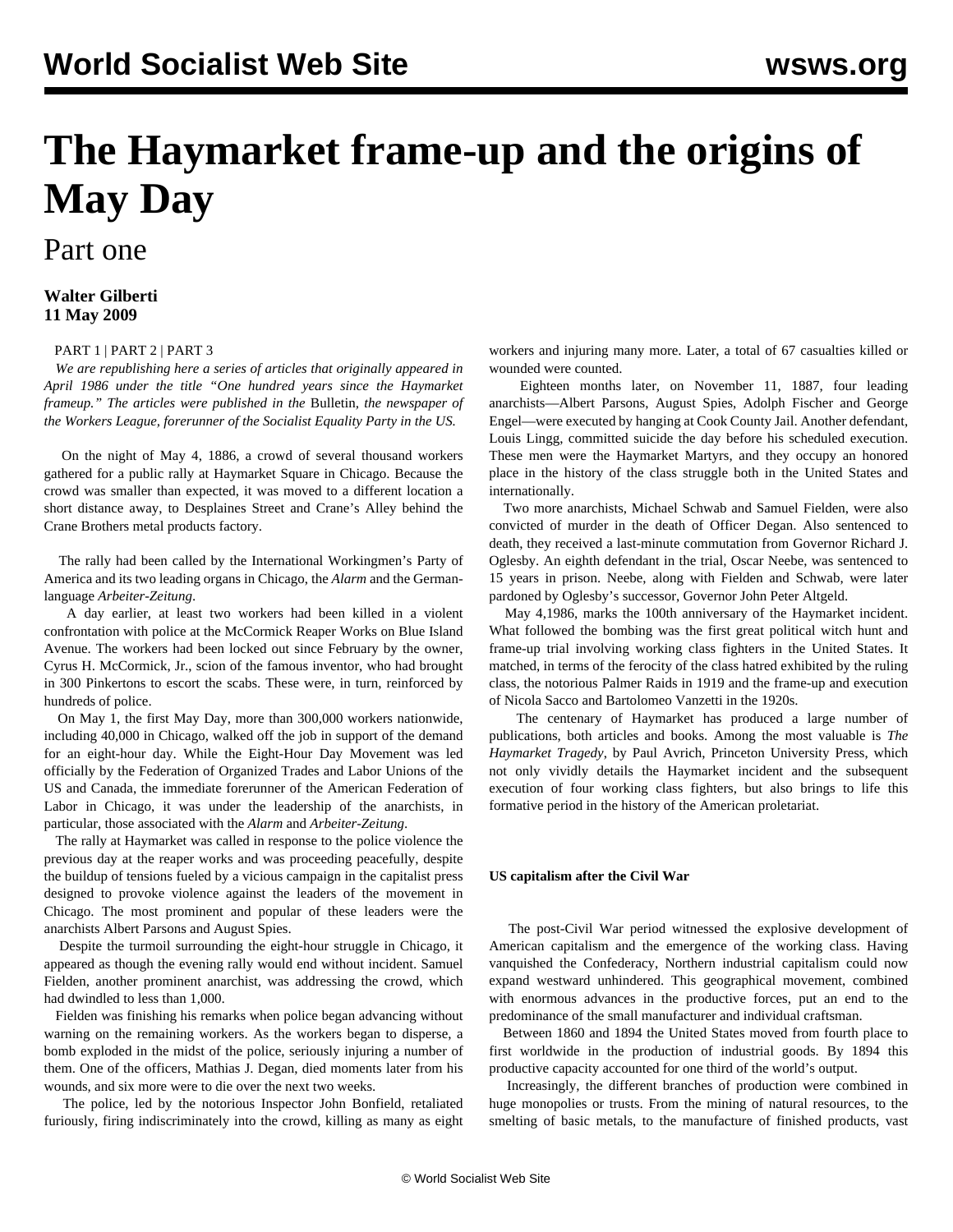# The Haymarket frame-up and the origins of May Day

## Part one

**Walter Gilberti**
**11 May 2009**

PART 1 | PART 2 | PART 3

*We are republishing here a series of articles that originally appeared in April 1986 under the title "One hundred years since the Haymarket frameup." The articles were published in the* Bulletin*, the newspaper of the Workers League, forerunner of the Socialist Equality Party in the US.*

On the night of May 4, 1886, a crowd of several thousand workers gathered for a public rally at Haymarket Square in Chicago. Because the crowd was smaller than expected, it was moved to a different location a short distance away, to Desplaines Street and Crane's Alley behind the Crane Brothers metal products factory.

The rally had been called by the International Workingmen's Party of America and its two leading organs in Chicago, the *Alarm* and the German-language *Arbeiter-Zeitung*.

A day earlier, at least two workers had been killed in a violent confrontation with police at the McCormick Reaper Works on Blue Island Avenue. The workers had been locked out since February by the owner, Cyrus H. McCormick, Jr., scion of the famous inventor, who had brought in 300 Pinkertons to escort the scabs. These were, in turn, reinforced by hundreds of police.

On May 1, the first May Day, more than 300,000 workers nationwide, including 40,000 in Chicago, walked off the job in support of the demand for an eight-hour day. While the Eight-Hour Day Movement was led officially by the Federation of Organized Trades and Labor Unions of the US and Canada, the immediate forerunner of the American Federation of Labor in Chicago, it was under the leadership of the anarchists, in particular, those associated with the *Alarm* and *Arbeiter-Zeitung*.

The rally at Haymarket was called in response to the police violence the previous day at the reaper works and was proceeding peacefully, despite the buildup of tensions fueled by a vicious campaign in the capitalist press designed to provoke violence against the leaders of the movement in Chicago. The most prominent and popular of these leaders were the anarchists Albert Parsons and August Spies.

Despite the turmoil surrounding the eight-hour struggle in Chicago, it appeared as though the evening rally would end without incident. Samuel Fielden, another prominent anarchist, was addressing the crowd, which had dwindled to less than 1,000.

Fielden was finishing his remarks when police began advancing without warning on the remaining workers. As the workers began to disperse, a bomb exploded in the midst of the police, seriously injuring a number of them. One of the officers, Mathias J. Degan, died moments later from his wounds, and six more were to die over the next two weeks.

The police, led by the notorious Inspector John Bonfield, retaliated furiously, firing indiscriminately into the crowd, killing as many as eight workers and injuring many more. Later, a total of 67 casualties killed or wounded were counted.

Eighteen months later, on November 11, 1887, four leading anarchists—Albert Parsons, August Spies, Adolph Fischer and George Engel—were executed by hanging at Cook County Jail. Another defendant, Louis Lingg, committed suicide the day before his scheduled execution. These men were the Haymarket Martyrs, and they occupy an honored place in the history of the class struggle both in the United States and internationally.

Two more anarchists, Michael Schwab and Samuel Fielden, were also convicted of murder in the death of Officer Degan. Also sentenced to death, they received a last-minute commutation from Governor Richard J. Oglesby. An eighth defendant in the trial, Oscar Neebe, was sentenced to 15 years in prison. Neebe, along with Fielden and Schwab, were later pardoned by Oglesby's successor, Governor John Peter Altgeld.

May 4,1986, marks the 100th anniversary of the Haymarket incident. What followed the bombing was the first great political witch hunt and frame-up trial involving working class fighters in the United States. It matched, in terms of the ferocity of the class hatred exhibited by the ruling class, the notorious Palmer Raids in 1919 and the frame-up and execution of Nicola Sacco and Bartolomeo Vanzetti in the 1920s.

The centenary of Haymarket has produced a large number of publications, both articles and books. Among the most valuable is *The Haymarket Tragedy*, by Paul Avrich, Princeton University Press, which not only vividly details the Haymarket incident and the subsequent execution of four working class fighters, but also brings to life this formative period in the history of the American proletariat.

**US capitalism after the Civil War**

The post-Civil War period witnessed the explosive development of American capitalism and the emergence of the working class. Having vanquished the Confederacy, Northern industrial capitalism could now expand westward unhindered. This geographical movement, combined with enormous advances in the productive forces, put an end to the predominance of the small manufacturer and individual craftsman.

Between 1860 and 1894 the United States moved from fourth place to first worldwide in the production of industrial goods. By 1894 this productive capacity accounted for one third of the world's output.

Increasingly, the different branches of production were combined in huge monopolies or trusts. From the mining of natural resources, to the smelting of basic metals, to the manufacture of finished products, vast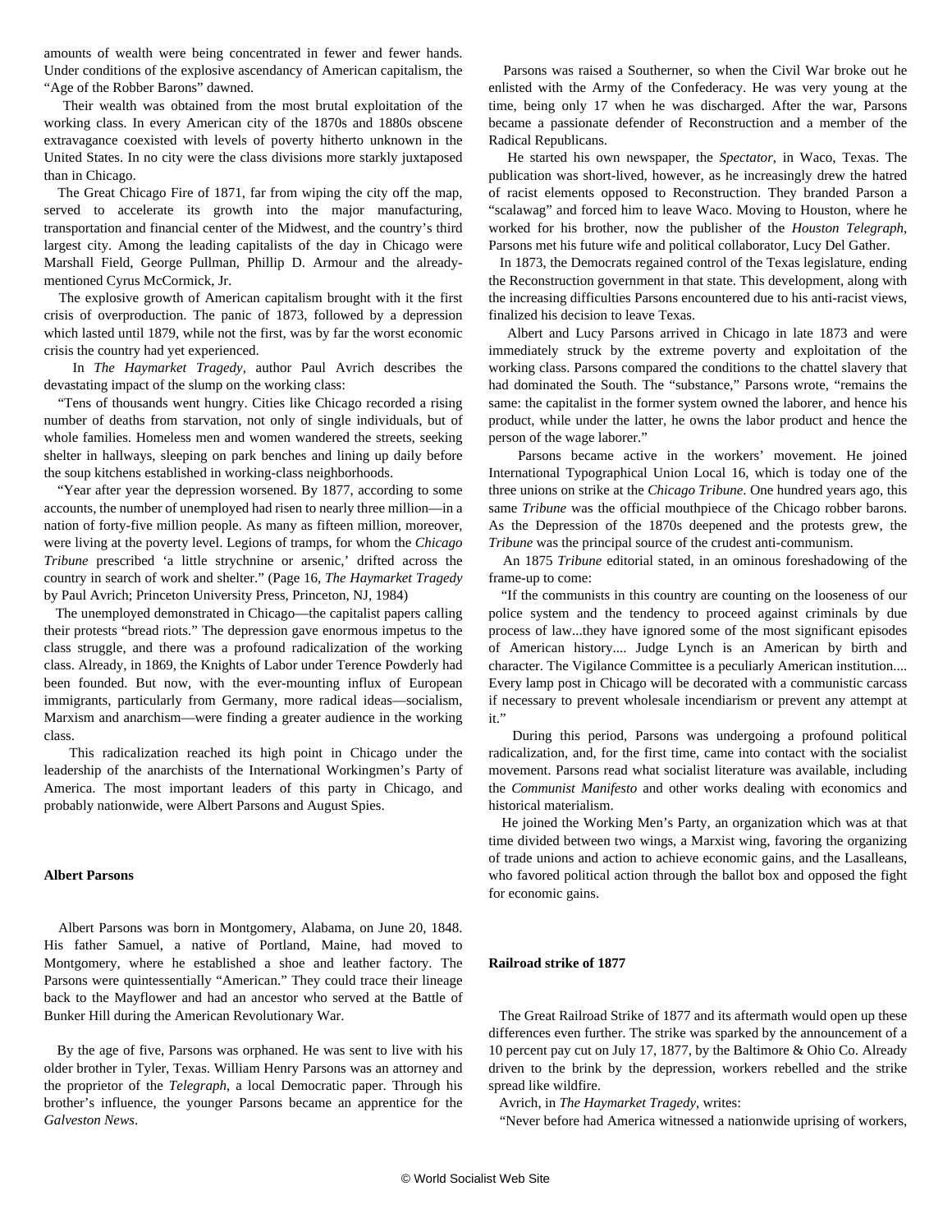amounts of wealth were being concentrated in fewer and fewer hands. Under conditions of the explosive ascendancy of American capitalism, the "Age of the Robber Barons" dawned.

Their wealth was obtained from the most brutal exploitation of the working class. In every American city of the 1870s and 1880s obscene extravagance coexisted with levels of poverty hitherto unknown in the United States. In no city were the class divisions more starkly juxtaposed than in Chicago.

The Great Chicago Fire of 1871, far from wiping the city off the map, served to accelerate its growth into the major manufacturing, transportation and financial center of the Midwest, and the country's third largest city. Among the leading capitalists of the day in Chicago were Marshall Field, George Pullman, Phillip D. Armour and the already-mentioned Cyrus McCormick, Jr.

The explosive growth of American capitalism brought with it the first crisis of overproduction. The panic of 1873, followed by a depression which lasted until 1879, while not the first, was by far the worst economic crisis the country had yet experienced.

In *The Haymarket Tragedy*, author Paul Avrich describes the devastating impact of the slump on the working class:

"Tens of thousands went hungry. Cities like Chicago recorded a rising number of deaths from starvation, not only of single individuals, but of whole families. Homeless men and women wandered the streets, seeking shelter in hallways, sleeping on park benches and lining up daily before the soup kitchens established in working-class neighborhoods.

"Year after year the depression worsened. By 1877, according to some accounts, the number of unemployed had risen to nearly three million—in a nation of forty-five million people. As many as fifteen million, moreover, were living at the poverty level. Legions of tramps, for whom the *Chicago Tribune* prescribed 'a little strychnine or arsenic,' drifted across the country in search of work and shelter." (Page 16, *The Haymarket Tragedy* by Paul Avrich; Princeton University Press, Princeton, NJ, 1984)

The unemployed demonstrated in Chicago—the capitalist papers calling their protests "bread riots." The depression gave enormous impetus to the class struggle, and there was a profound radicalization of the working class. Already, in 1869, the Knights of Labor under Terence Powderly had been founded. But now, with the ever-mounting influx of European immigrants, particularly from Germany, more radical ideas—socialism, Marxism and anarchism—were finding a greater audience in the working class.

This radicalization reached its high point in Chicago under the leadership of the anarchists of the International Workingmen's Party of America. The most important leaders of this party in Chicago, and probably nationwide, were Albert Parsons and August Spies.

**Albert Parsons**

Albert Parsons was born in Montgomery, Alabama, on June 20, 1848. His father Samuel, a native of Portland, Maine, had moved to Montgomery, where he established a shoe and leather factory. The Parsons were quintessentially "American." They could trace their lineage back to the Mayflower and had an ancestor who served at the Battle of Bunker Hill during the American Revolutionary War.

By the age of five, Parsons was orphaned. He was sent to live with his older brother in Tyler, Texas. William Henry Parsons was an attorney and the proprietor of the *Telegraph*, a local Democratic paper. Through his brother's influence, the younger Parsons became an apprentice for the *Galveston News*.

Parsons was raised a Southerner, so when the Civil War broke out he enlisted with the Army of the Confederacy. He was very young at the time, being only 17 when he was discharged. After the war, Parsons became a passionate defender of Reconstruction and a member of the Radical Republicans.

He started his own newspaper, the *Spectator*, in Waco, Texas. The publication was short-lived, however, as he increasingly drew the hatred of racist elements opposed to Reconstruction. They branded Parson a "scalawag" and forced him to leave Waco. Moving to Houston, where he worked for his brother, now the publisher of the *Houston Telegraph*, Parsons met his future wife and political collaborator, Lucy Del Gather.

In 1873, the Democrats regained control of the Texas legislature, ending the Reconstruction government in that state. This development, along with the increasing difficulties Parsons encountered due to his anti-racist views, finalized his decision to leave Texas.

Albert and Lucy Parsons arrived in Chicago in late 1873 and were immediately struck by the extreme poverty and exploitation of the working class. Parsons compared the conditions to the chattel slavery that had dominated the South. The "substance," Parsons wrote, "remains the same: the capitalist in the former system owned the laborer, and hence his product, while under the latter, he owns the labor product and hence the person of the wage laborer."

Parsons became active in the workers' movement. He joined International Typographical Union Local 16, which is today one of the three unions on strike at the *Chicago Tribune*. One hundred years ago, this same *Tribune* was the official mouthpiece of the Chicago robber barons. As the Depression of the 1870s deepened and the protests grew, the *Tribune* was the principal source of the crudest anti-communism.

An 1875 *Tribune* editorial stated, in an ominous foreshadowing of the frame-up to come:

"If the communists in this country are counting on the looseness of our police system and the tendency to proceed against criminals by due process of law...they have ignored some of the most significant episodes of American history.... Judge Lynch is an American by birth and character. The Vigilance Committee is a peculiarly American institution.... Every lamp post in Chicago will be decorated with a communistic carcass if necessary to prevent wholesale incendiarism or prevent any attempt at it."

During this period, Parsons was undergoing a profound political radicalization, and, for the first time, came into contact with the socialist movement. Parsons read what socialist literature was available, including the *Communist Manifesto* and other works dealing with economics and historical materialism.

He joined the Working Men's Party, an organization which was at that time divided between two wings, a Marxist wing, favoring the organizing of trade unions and action to achieve economic gains, and the Lasalleans, who favored political action through the ballot box and opposed the fight for economic gains.

**Railroad strike of 1877**

The Great Railroad Strike of 1877 and its aftermath would open up these differences even further. The strike was sparked by the announcement of a 10 percent pay cut on July 17, 1877, by the Baltimore & Ohio Co. Already driven to the brink by the depression, workers rebelled and the strike spread like wildfire.

Avrich, in *The Haymarket Tragedy*, writes:

"Never before had America witnessed a nationwide uprising of workers,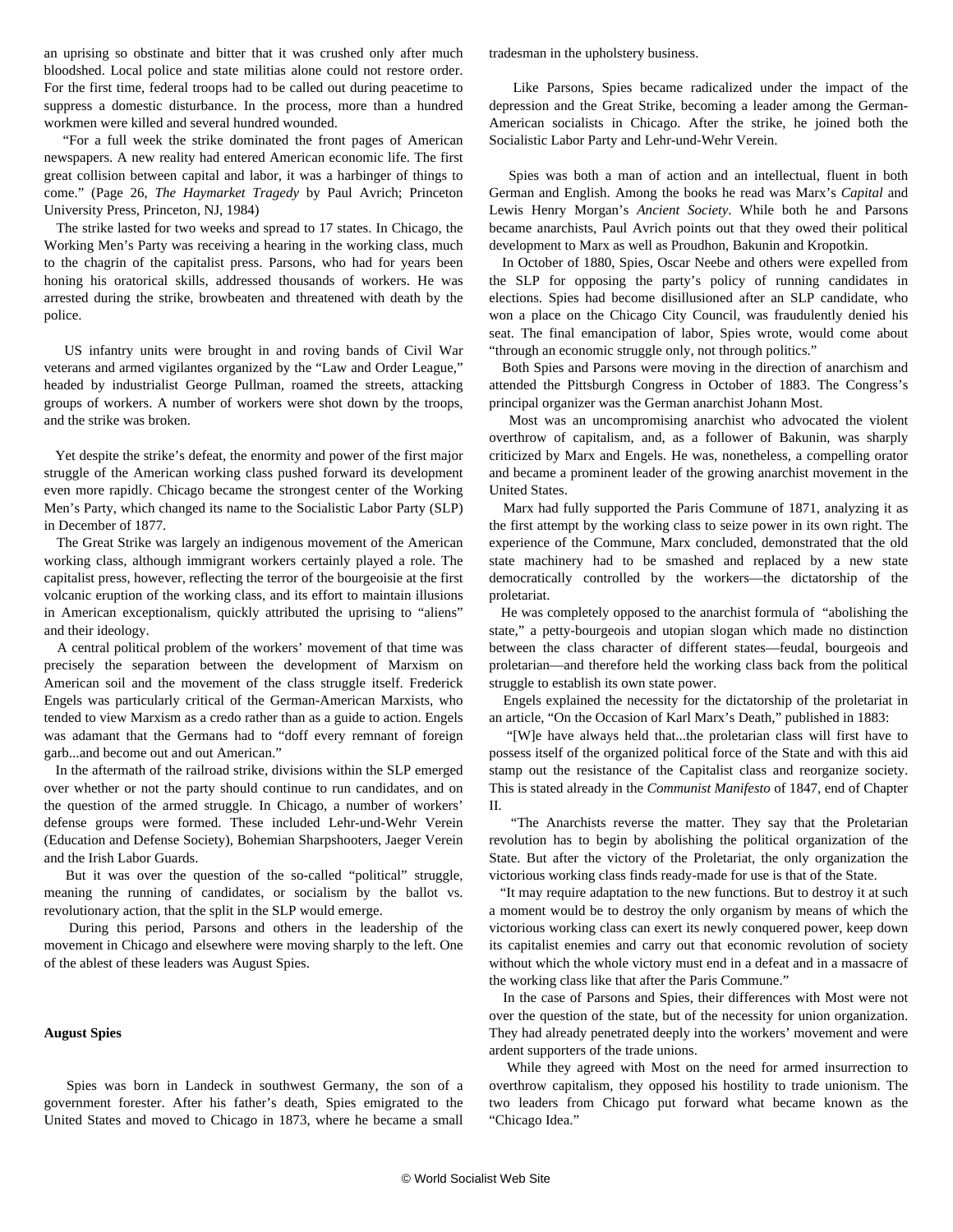an uprising so obstinate and bitter that it was crushed only after much bloodshed. Local police and state militias alone could not restore order. For the first time, federal troops had to be called out during peacetime to suppress a domestic disturbance. In the process, more than a hundred workmen were killed and several hundred wounded.

"For a full week the strike dominated the front pages of American newspapers. A new reality had entered American economic life. The first great collision between capital and labor, it was a harbinger of things to come." (Page 26, *The Haymarket Tragedy* by Paul Avrich; Princeton University Press, Princeton, NJ, 1984)

The strike lasted for two weeks and spread to 17 states. In Chicago, the Working Men's Party was receiving a hearing in the working class, much to the chagrin of the capitalist press. Parsons, who had for years been honing his oratorical skills, addressed thousands of workers. He was arrested during the strike, browbeaten and threatened with death by the police.

US infantry units were brought in and roving bands of Civil War veterans and armed vigilantes organized by the "Law and Order League," headed by industrialist George Pullman, roamed the streets, attacking groups of workers. A number of workers were shot down by the troops, and the strike was broken.

Yet despite the strike's defeat, the enormity and power of the first major struggle of the American working class pushed forward its development even more rapidly. Chicago became the strongest center of the Working Men's Party, which changed its name to the Socialistic Labor Party (SLP) in December of 1877.

The Great Strike was largely an indigenous movement of the American working class, although immigrant workers certainly played a role. The capitalist press, however, reflecting the terror of the bourgeoisie at the first volcanic eruption of the working class, and its effort to maintain illusions in American exceptionalism, quickly attributed the uprising to "aliens" and their ideology.

A central political problem of the workers' movement of that time was precisely the separation between the development of Marxism on American soil and the movement of the class struggle itself. Frederick Engels was particularly critical of the German-American Marxists, who tended to view Marxism as a credo rather than as a guide to action. Engels was adamant that the Germans had to "doff every remnant of foreign garb...and become out and out American."

In the aftermath of the railroad strike, divisions within the SLP emerged over whether or not the party should continue to run candidates, and on the question of the armed struggle. In Chicago, a number of workers' defense groups were formed. These included Lehr-und-Wehr Verein (Education and Defense Society), Bohemian Sharpshooters, Jaeger Verein and the Irish Labor Guards.

But it was over the question of the so-called "political" struggle, meaning the running of candidates, or socialism by the ballot vs. revolutionary action, that the split in the SLP would emerge.

During this period, Parsons and others in the leadership of the movement in Chicago and elsewhere were moving sharply to the left. One of the ablest of these leaders was August Spies.

**August Spies**

Spies was born in Landeck in southwest Germany, the son of a government forester. After his father's death, Spies emigrated to the United States and moved to Chicago in 1873, where he became a small tradesman in the upholstery business.

Like Parsons, Spies became radicalized under the impact of the depression and the Great Strike, becoming a leader among the German-American socialists in Chicago. After the strike, he joined both the Socialistic Labor Party and Lehr-und-Wehr Verein.

Spies was both a man of action and an intellectual, fluent in both German and English. Among the books he read was Marx's *Capital* and Lewis Henry Morgan's *Ancient Society*. While both he and Parsons became anarchists, Paul Avrich points out that they owed their political development to Marx as well as Proudhon, Bakunin and Kropotkin.

In October of 1880, Spies, Oscar Neebe and others were expelled from the SLP for opposing the party's policy of running candidates in elections. Spies had become disillusioned after an SLP candidate, who won a place on the Chicago City Council, was fraudulently denied his seat. The final emancipation of labor, Spies wrote, would come about "through an economic struggle only, not through politics."

Both Spies and Parsons were moving in the direction of anarchism and attended the Pittsburgh Congress in October of 1883. The Congress's principal organizer was the German anarchist Johann Most.

Most was an uncompromising anarchist who advocated the violent overthrow of capitalism, and, as a follower of Bakunin, was sharply criticized by Marx and Engels. He was, nonetheless, a compelling orator and became a prominent leader of the growing anarchist movement in the United States.

Marx had fully supported the Paris Commune of 1871, analyzing it as the first attempt by the working class to seize power in its own right. The experience of the Commune, Marx concluded, demonstrated that the old state machinery had to be smashed and replaced by a new state democratically controlled by the workers—the dictatorship of the proletariat.

He was completely opposed to the anarchist formula of "abolishing the state," a petty-bourgeois and utopian slogan which made no distinction between the class character of different states—feudal, bourgeois and proletarian—and therefore held the working class back from the political struggle to establish its own state power.

Engels explained the necessity for the dictatorship of the proletariat in an article, "On the Occasion of Karl Marx's Death," published in 1883:

"[W]e have always held that...the proletarian class will first have to possess itself of the organized political force of the State and with this aid stamp out the resistance of the Capitalist class and reorganize society. This is stated already in the *Communist Manifesto* of 1847, end of Chapter II.

"The Anarchists reverse the matter. They say that the Proletarian revolution has to begin by abolishing the political organization of the State. But after the victory of the Proletariat, the only organization the victorious working class finds ready-made for use is that of the State.

"It may require adaptation to the new functions. But to destroy it at such a moment would be to destroy the only organism by means of which the victorious working class can exert its newly conquered power, keep down its capitalist enemies and carry out that economic revolution of society without which the whole victory must end in a defeat and in a massacre of the working class like that after the Paris Commune."

In the case of Parsons and Spies, their differences with Most were not over the question of the state, but of the necessity for union organization. They had already penetrated deeply into the workers' movement and were ardent supporters of the trade unions.

While they agreed with Most on the need for armed insurrection to overthrow capitalism, they opposed his hostility to trade unionism. The two leaders from Chicago put forward what became known as the "Chicago Idea."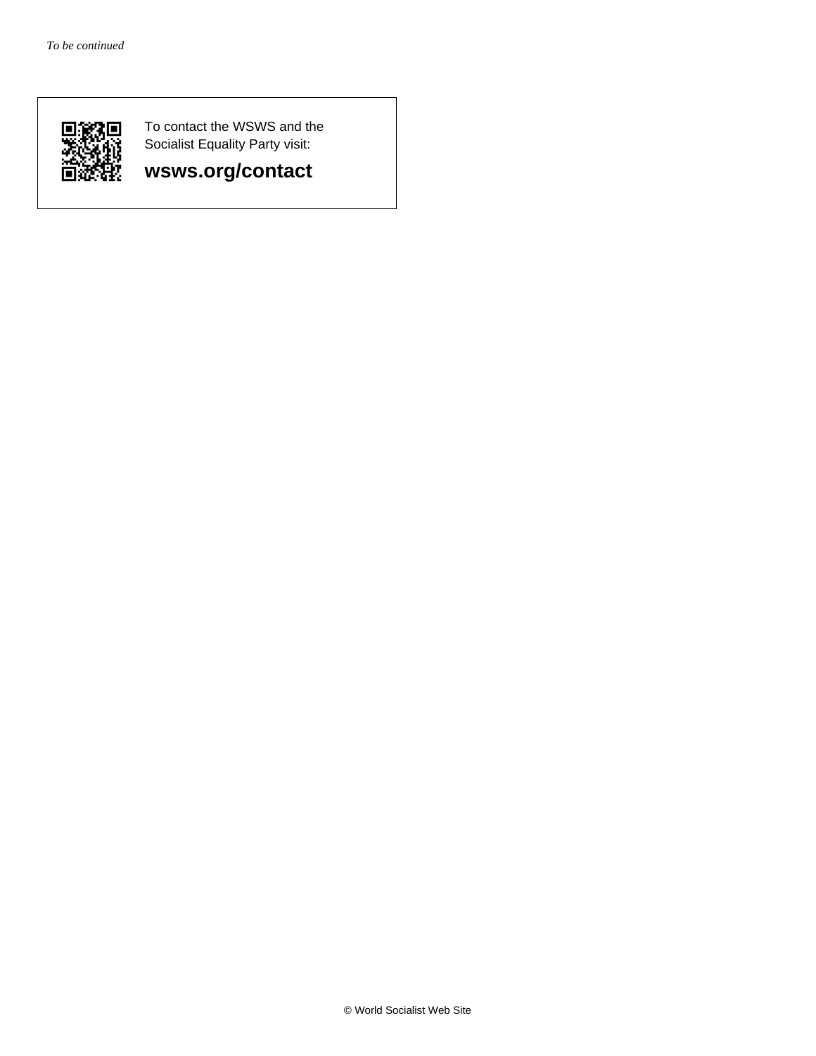*To be continued*

To contact the WSWS and the Socialist Equality Party visit:

**wsws.org/contact**

© World Socialist Web Site